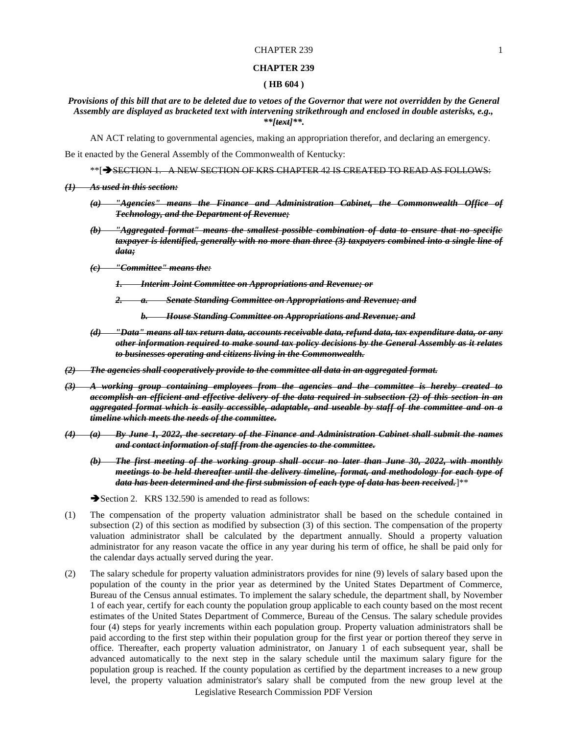# CHAPTER 239

## ( HB 604 )

***Provisions of this bill that are to be deleted due to vetoes of the Governor that were not overridden by the General Assembly are displayed as bracketed text with intervening strikethrough and enclosed in double asterisks, e.g., \*\*[~~text~~]\*\*.***

AN ACT relating to governmental agencies, making an appropriation therefor, and declaring an emergency.

Be it enacted by the General Assembly of the Commonwealth of Kentucky:

\*\*[➔~~SECTION 1. A NEW SECTION OF KRS CHAPTER 42 IS CREATED TO READ AS FOLLOWS:~~

~~***(1) As used in this section:***~~

~~***(a) "Agencies" means the Finance and Administration Cabinet, the Commonwealth Office of Technology, and the Department of Revenue;***~~

~~***(b) "Aggregated format" means the smallest possible combination of data to ensure that no specific taxpayer is identified, generally with no more than three (3) taxpayers combined into a single line of data;***~~

~~***(c) "Committee" means the:***~~

~~***1. Interim Joint Committee on Appropriations and Revenue; or***~~

~~***2. a. Senate Standing Committee on Appropriations and Revenue; and***~~

~~***b. House Standing Committee on Appropriations and Revenue; and***~~

~~***(d) "Data" means all tax return data, accounts receivable data, refund data, tax expenditure data, or any other information required to make sound tax policy decisions by the General Assembly as it relates to businesses operating and citizens living in the Commonwealth.***~~

~~***(2) The agencies shall cooperatively provide to the committee all data in an aggregated format.***~~

~~***(3) A working group containing employees from the agencies and the committee is hereby created to accomplish an efficient and effective delivery of the data required in subsection (2) of this section in an aggregated format which is easily accessible, adaptable, and useable by staff of the committee and on a timeline which meets the needs of the committee.***~~

~~***(4) (a) By June 1, 2022, the secretary of the Finance and Administration Cabinet shall submit the names and contact information of staff from the agencies to the committee.***~~

~~***(b) The first meeting of the working group shall occur no later than June 30, 2022, with monthly meetings to be held thereafter until the delivery timeline, format, and methodology for each type of data has been determined and the first submission of each type of data has been received.***~~]\*\*

➔Section 2. KRS 132.590 is amended to read as follows:

(1) The compensation of the property valuation administrator shall be based on the schedule contained in subsection (2) of this section as modified by subsection (3) of this section. The compensation of the property valuation administrator shall be calculated by the department annually. Should a property valuation administrator for any reason vacate the office in any year during his term of office, he shall be paid only for the calendar days actually served during the year.

(2) The salary schedule for property valuation administrators provides for nine (9) levels of salary based upon the population of the county in the prior year as determined by the United States Department of Commerce, Bureau of the Census annual estimates. To implement the salary schedule, the department shall, by November 1 of each year, certify for each county the population group applicable to each county based on the most recent estimates of the United States Department of Commerce, Bureau of the Census. The salary schedule provides four (4) steps for yearly increments within each population group. Property valuation administrators shall be paid according to the first step within their population group for the first year or portion thereof they serve in office. Thereafter, each property valuation administrator, on January 1 of each subsequent year, shall be advanced automatically to the next step in the salary schedule until the maximum salary figure for the population group is reached. If the county population as certified by the department increases to a new group level, the property valuation administrator's salary shall be computed from the new group level at the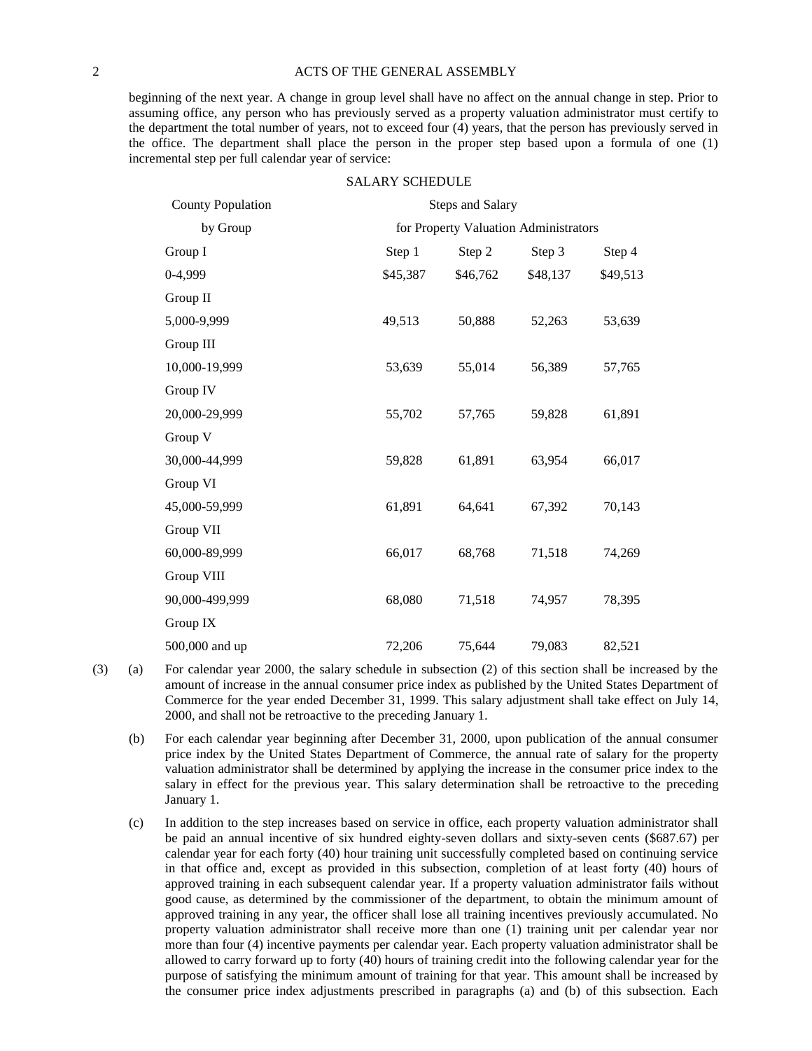beginning of the next year. A change in group level shall have no affect on the annual change in step. Prior to assuming office, any person who has previously served as a property valuation administrator must certify to the department the total number of years, not to exceed four (4) years, that the person has previously served in the office. The department shall place the person in the proper step based upon a formula of one (1) incremental step per full calendar year of service:

SALARY SCHEDULE

| County Population by Group | Steps and Salary for Property Valuation Administrators | | | |
|---|---|---|---|---|
| Group I | Step 1 | Step 2 | Step 3 | Step 4 |
| 0-4,999 | $45,387 | $46,762 | $48,137 | $49,513 |
| Group II | | | | |
| 5,000-9,999 | 49,513 | 50,888 | 52,263 | 53,639 |
| Group III | | | | |
| 10,000-19,999 | 53,639 | 55,014 | 56,389 | 57,765 |
| Group IV | | | | |
| 20,000-29,999 | 55,702 | 57,765 | 59,828 | 61,891 |
| Group V | | | | |
| 30,000-44,999 | 59,828 | 61,891 | 63,954 | 66,017 |
| Group VI | | | | |
| 45,000-59,999 | 61,891 | 64,641 | 67,392 | 70,143 |
| Group VII | | | | |
| 60,000-89,999 | 66,017 | 68,768 | 71,518 | 74,269 |
| Group VIII | | | | |
| 90,000-499,999 | 68,080 | 71,518 | 74,957 | 78,395 |
| Group IX | | | | |
| 500,000 and up | 72,206 | 75,644 | 79,083 | 82,521 |

(3) (a) For calendar year 2000, the salary schedule in subsection (2) of this section shall be increased by the amount of increase in the annual consumer price index as published by the United States Department of Commerce for the year ended December 31, 1999. This salary adjustment shall take effect on July 14, 2000, and shall not be retroactive to the preceding January 1.

(b) For each calendar year beginning after December 31, 2000, upon publication of the annual consumer price index by the United States Department of Commerce, the annual rate of salary for the property valuation administrator shall be determined by applying the increase in the consumer price index to the salary in effect for the previous year. This salary determination shall be retroactive to the preceding January 1.

(c) In addition to the step increases based on service in office, each property valuation administrator shall be paid an annual incentive of six hundred eighty-seven dollars and sixty-seven cents ($687.67) per calendar year for each forty (40) hour training unit successfully completed based on continuing service in that office and, except as provided in this subsection, completion of at least forty (40) hours of approved training in each subsequent calendar year. If a property valuation administrator fails without good cause, as determined by the commissioner of the department, to obtain the minimum amount of approved training in any year, the officer shall lose all training incentives previously accumulated. No property valuation administrator shall receive more than one (1) training unit per calendar year nor more than four (4) incentive payments per calendar year. Each property valuation administrator shall be allowed to carry forward up to forty (40) hours of training credit into the following calendar year for the purpose of satisfying the minimum amount of training for that year. This amount shall be increased by the consumer price index adjustments prescribed in paragraphs (a) and (b) of this subsection. Each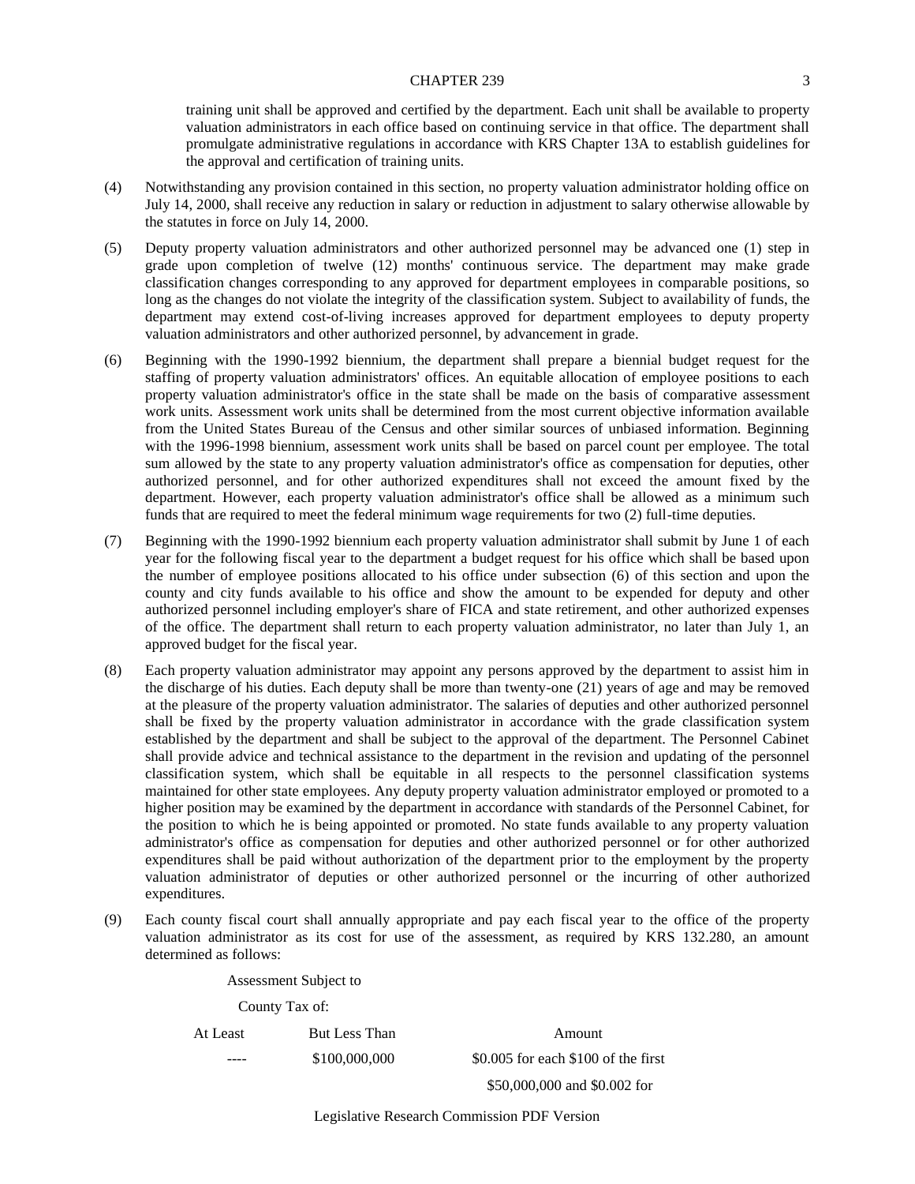training unit shall be approved and certified by the department. Each unit shall be available to property valuation administrators in each office based on continuing service in that office. The department shall promulgate administrative regulations in accordance with KRS Chapter 13A to establish guidelines for the approval and certification of training units.

(4) Notwithstanding any provision contained in this section, no property valuation administrator holding office on July 14, 2000, shall receive any reduction in salary or reduction in adjustment to salary otherwise allowable by the statutes in force on July 14, 2000.

(5) Deputy property valuation administrators and other authorized personnel may be advanced one (1) step in grade upon completion of twelve (12) months' continuous service. The department may make grade classification changes corresponding to any approved for department employees in comparable positions, so long as the changes do not violate the integrity of the classification system. Subject to availability of funds, the department may extend cost-of-living increases approved for department employees to deputy property valuation administrators and other authorized personnel, by advancement in grade.

(6) Beginning with the 1990-1992 biennium, the department shall prepare a biennial budget request for the staffing of property valuation administrators' offices. An equitable allocation of employee positions to each property valuation administrator's office in the state shall be made on the basis of comparative assessment work units. Assessment work units shall be determined from the most current objective information available from the United States Bureau of the Census and other similar sources of unbiased information. Beginning with the 1996-1998 biennium, assessment work units shall be based on parcel count per employee. The total sum allowed by the state to any property valuation administrator's office as compensation for deputies, other authorized personnel, and for other authorized expenditures shall not exceed the amount fixed by the department. However, each property valuation administrator's office shall be allowed as a minimum such funds that are required to meet the federal minimum wage requirements for two (2) full-time deputies.

(7) Beginning with the 1990-1992 biennium each property valuation administrator shall submit by June 1 of each year for the following fiscal year to the department a budget request for his office which shall be based upon the number of employee positions allocated to his office under subsection (6) of this section and upon the county and city funds available to his office and show the amount to be expended for deputy and other authorized personnel including employer's share of FICA and state retirement, and other authorized expenses of the office. The department shall return to each property valuation administrator, no later than July 1, an approved budget for the fiscal year.

(8) Each property valuation administrator may appoint any persons approved by the department to assist him in the discharge of his duties. Each deputy shall be more than twenty-one (21) years of age and may be removed at the pleasure of the property valuation administrator. The salaries of deputies and other authorized personnel shall be fixed by the property valuation administrator in accordance with the grade classification system established by the department and shall be subject to the approval of the department. The Personnel Cabinet shall provide advice and technical assistance to the department in the revision and updating of the personnel classification system, which shall be equitable in all respects to the personnel classification systems maintained for other state employees. Any deputy property valuation administrator employed or promoted to a higher position may be examined by the department in accordance with standards of the Personnel Cabinet, for the position to which he is being appointed or promoted. No state funds available to any property valuation administrator's office as compensation for deputies and other authorized personnel or for other authorized expenditures shall be paid without authorization of the department prior to the employment by the property valuation administrator of deputies or other authorized personnel or the incurring of other authorized expenditures.

(9) Each county fiscal court shall annually appropriate and pay each fiscal year to the office of the property valuation administrator as its cost for use of the assessment, as required by KRS 132.280, an amount determined as follows:

| Assessment Subject to County Tax of: | | |
|---|---|---|
| At Least | But Less Than | Amount |
| ---- | $100,000,000 | $0.005 for each $100 of the first $50,000,000 and $0.002 for |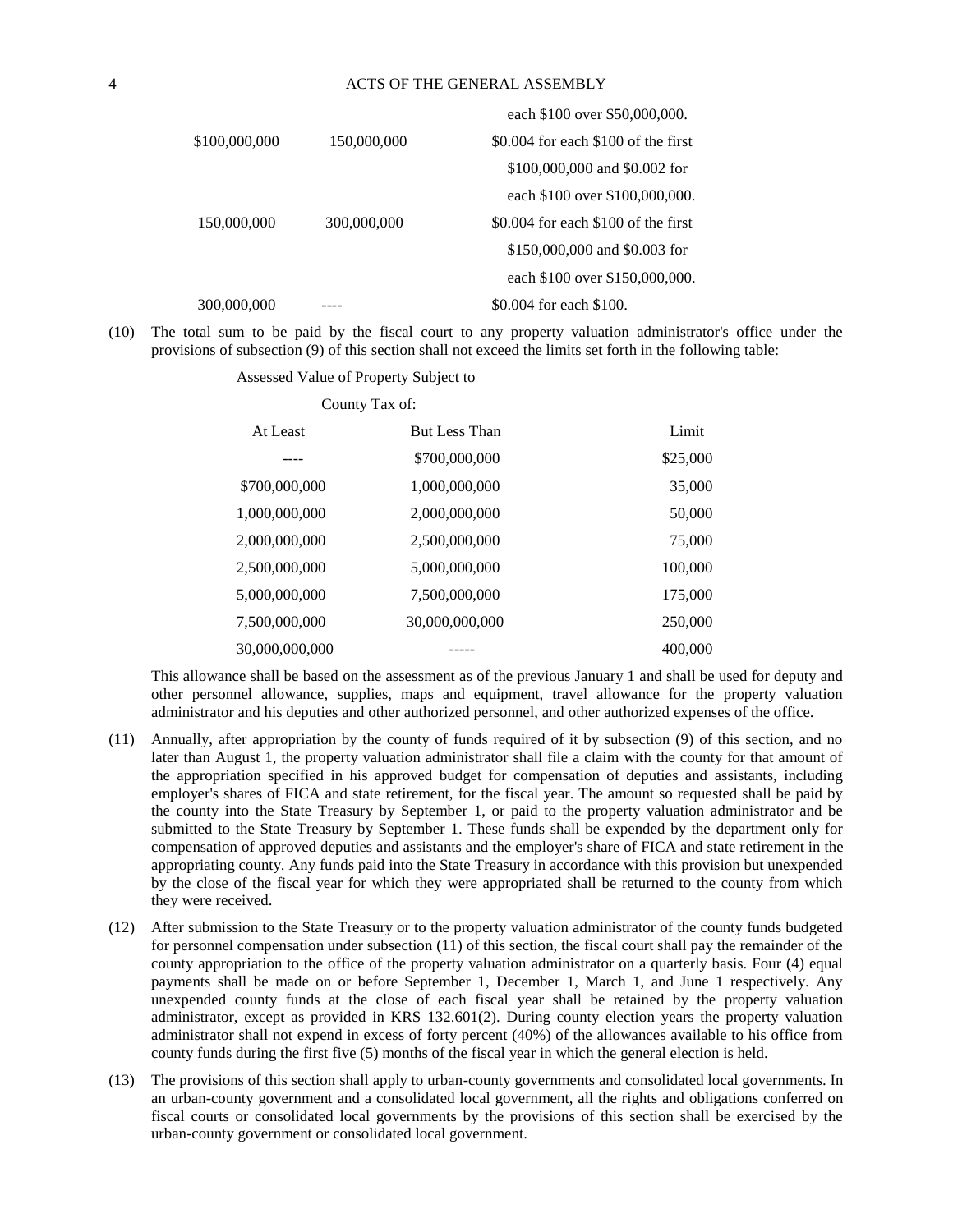| | | each $100 over $50,000,000. |
|---|---|---|
| $100,000,000 | 150,000,000 | $0.004 for each $100 of the first $100,000,000 and $0.002 for each $100 over $100,000,000. |
| 150,000,000 | 300,000,000 | $0.004 for each $100 of the first $150,000,000 and $0.003 for each $100 over $150,000,000. |
| 300,000,000 | ---- | $0.004 for each $100. |

(10) The total sum to be paid by the fiscal court to any property valuation administrator's office under the provisions of subsection (9) of this section shall not exceed the limits set forth in the following table:

| Assessed Value of Property Subject to County Tax of: | | |
|---|---|---|
| At Least | But Less Than | Limit |
| ---- | $700,000,000 | $25,000 |
| $700,000,000 | 1,000,000,000 | 35,000 |
| 1,000,000,000 | 2,000,000,000 | 50,000 |
| 2,000,000,000 | 2,500,000,000 | 75,000 |
| 2,500,000,000 | 5,000,000,000 | 100,000 |
| 5,000,000,000 | 7,500,000,000 | 175,000 |
| 7,500,000,000 | 30,000,000,000 | 250,000 |
| 30,000,000,000 | ----- | 400,000 |

This allowance shall be based on the assessment as of the previous January 1 and shall be used for deputy and other personnel allowance, supplies, maps and equipment, travel allowance for the property valuation administrator and his deputies and other authorized personnel, and other authorized expenses of the office.

(11) Annually, after appropriation by the county of funds required of it by subsection (9) of this section, and no later than August 1, the property valuation administrator shall file a claim with the county for that amount of the appropriation specified in his approved budget for compensation of deputies and assistants, including employer's shares of FICA and state retirement, for the fiscal year. The amount so requested shall be paid by the county into the State Treasury by September 1, or paid to the property valuation administrator and be submitted to the State Treasury by September 1. These funds shall be expended by the department only for compensation of approved deputies and assistants and the employer's share of FICA and state retirement in the appropriating county. Any funds paid into the State Treasury in accordance with this provision but unexpended by the close of the fiscal year for which they were appropriated shall be returned to the county from which they were received.

(12) After submission to the State Treasury or to the property valuation administrator of the county funds budgeted for personnel compensation under subsection (11) of this section, the fiscal court shall pay the remainder of the county appropriation to the office of the property valuation administrator on a quarterly basis. Four (4) equal payments shall be made on or before September 1, December 1, March 1, and June 1 respectively. Any unexpended county funds at the close of each fiscal year shall be retained by the property valuation administrator, except as provided in KRS 132.601(2). During county election years the property valuation administrator shall not expend in excess of forty percent (40%) of the allowances available to his office from county funds during the first five (5) months of the fiscal year in which the general election is held.

(13) The provisions of this section shall apply to urban-county governments and consolidated local governments. In an urban-county government and a consolidated local government, all the rights and obligations conferred on fiscal courts or consolidated local governments by the provisions of this section shall be exercised by the urban-county government or consolidated local government.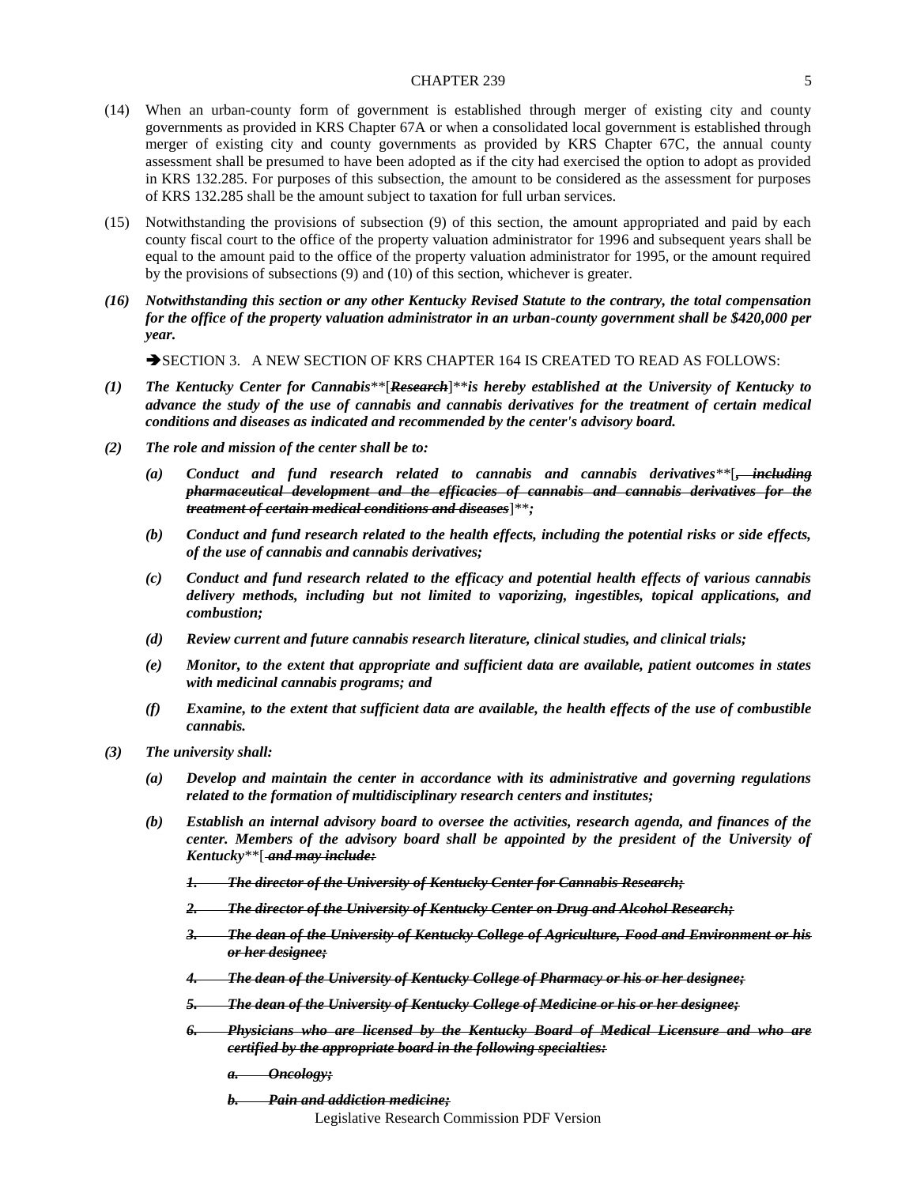(14) When an urban-county form of government is established through merger of existing city and county governments as provided in KRS Chapter 67A or when a consolidated local government is established through merger of existing city and county governments as provided by KRS Chapter 67C, the annual county assessment shall be presumed to have been adopted as if the city had exercised the option to adopt as provided in KRS 132.285. For purposes of this subsection, the amount to be considered as the assessment for purposes of KRS 132.285 shall be the amount subject to taxation for full urban services.

(15) Notwithstanding the provisions of subsection (9) of this section, the amount appropriated and paid by each county fiscal court to the office of the property valuation administrator for 1996 and subsequent years shall be equal to the amount paid to the office of the property valuation administrator for 1995, or the amount required by the provisions of subsections (9) and (10) of this section, whichever is greater.

***(16) Notwithstanding this section or any other Kentucky Revised Statute to the contrary, the total compensation for the office of the property valuation administrator in an urban-county government shall be $420,000 per year.***

➔SECTION 3. A NEW SECTION OF KRS CHAPTER 164 IS CREATED TO READ AS FOLLOWS:

***(1) The Kentucky Center for Cannabis***[~~***Research***~~]***is hereby established at the University of Kentucky to advance the study of the use of cannabis and cannabis derivatives for the treatment of certain medical conditions and diseases as indicated and recommended by the center's advisory board.***

***(2) The role and mission of the center shall be to:***

***(a) Conduct and fund research related to cannabis and cannabis derivatives***[~~***, including pharmaceutical development and the efficacies of cannabis and cannabis derivatives for the treatment of certain medical conditions and diseases***~~]***;***

***(b) Conduct and fund research related to the health effects, including the potential risks or side effects, of the use of cannabis and cannabis derivatives;***

***(c) Conduct and fund research related to the efficacy and potential health effects of various cannabis delivery methods, including but not limited to vaporizing, ingestibles, topical applications, and combustion;***

***(d) Review current and future cannabis research literature, clinical studies, and clinical trials;***

***(e) Monitor, to the extent that appropriate and sufficient data are available, patient outcomes in states with medicinal cannabis programs; and***

***(f) Examine, to the extent that sufficient data are available, the health effects of the use of combustible cannabis.***

***(3) The university shall:***

***(a) Develop and maintain the center in accordance with its administrative and governing regulations related to the formation of multidisciplinary research centers and institutes;***

***(b) Establish an internal advisory board to oversee the activities, research agenda, and finances of the center. Members of the advisory board shall be appointed by the president of the University of Kentucky***[~~***and may include:***~~

~~***1. The director of the University of Kentucky Center for Cannabis Research;***~~

~~***2. The director of the University of Kentucky Center on Drug and Alcohol Research;***~~

~~***3. The dean of the University of Kentucky College of Agriculture, Food and Environment or his or her designee;***~~

~~***4. The dean of the University of Kentucky College of Pharmacy or his or her designee;***~~

~~***5. The dean of the University of Kentucky College of Medicine or his or her designee;***~~

~~***6. Physicians who are licensed by the Kentucky Board of Medical Licensure and who are certified by the appropriate board in the following specialties:***~~

~~***a. Oncology;***~~

~~***b. Pain and addiction medicine;***~~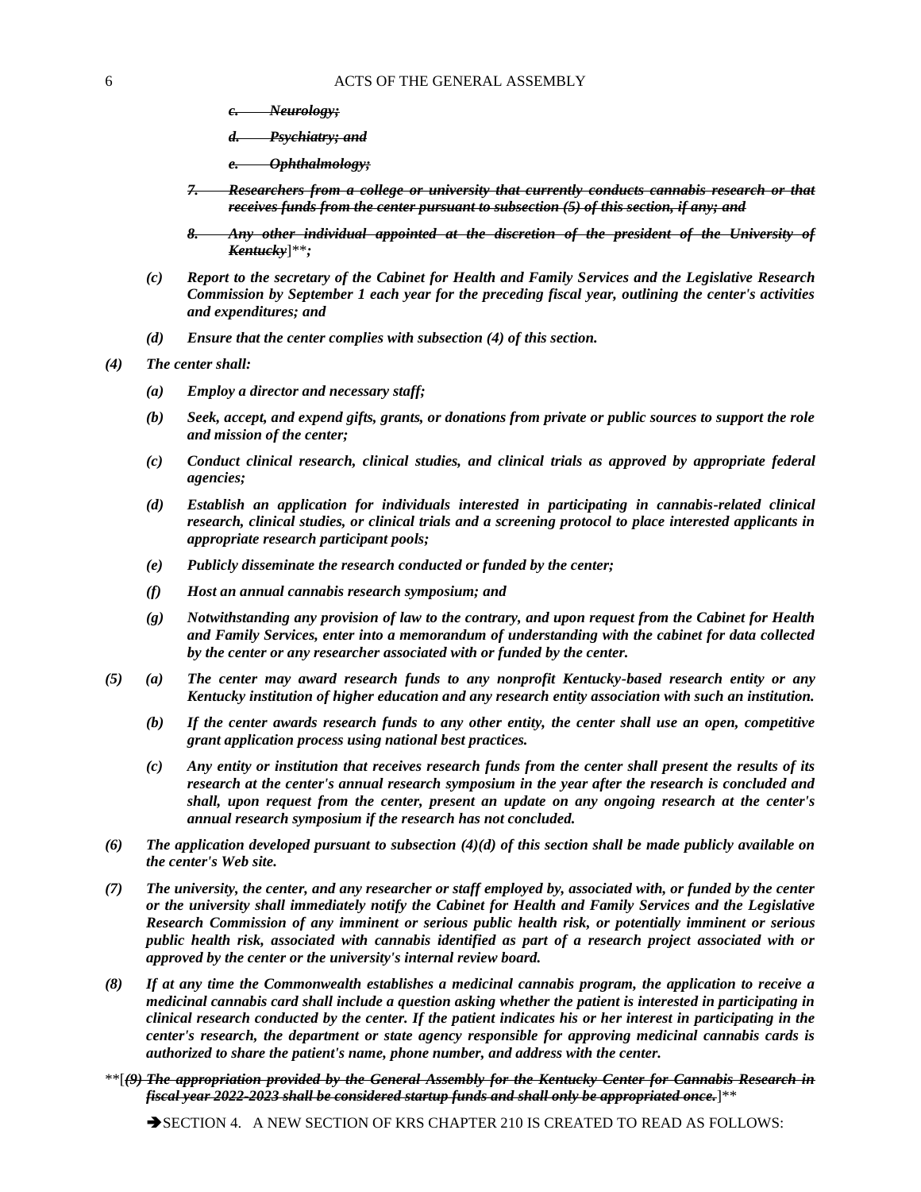*~~c. Neurology;~~*

*~~d. Psychiatry; and~~*

*~~e. Ophthalmology;~~*

*~~7. Researchers from a college or university that currently conducts cannabis research or that receives funds from the center pursuant to subsection (5) of this section, if any; and~~*

*~~8. Any other individual appointed at the discretion of the president of the University of Kentucky~~*]***;***

***(c) Report to the secretary of the Cabinet for Health and Family Services and the Legislative Research Commission by September 1 each year for the preceding fiscal year, outlining the center's activities and expenditures; and***

***(d) Ensure that the center complies with subsection (4) of this section.***

***(4) The center shall:***

***(a) Employ a director and necessary staff;***

***(b) Seek, accept, and expend gifts, grants, or donations from private or public sources to support the role and mission of the center;***

***(c) Conduct clinical research, clinical studies, and clinical trials as approved by appropriate federal agencies;***

***(d) Establish an application for individuals interested in participating in cannabis-related clinical research, clinical studies, or clinical trials and a screening protocol to place interested applicants in appropriate research participant pools;***

***(e) Publicly disseminate the research conducted or funded by the center;***

***(f) Host an annual cannabis research symposium; and***

***(g) Notwithstanding any provision of law to the contrary, and upon request from the Cabinet for Health and Family Services, enter into a memorandum of understanding with the cabinet for data collected by the center or any researcher associated with or funded by the center.***

***(5) (a) The center may award research funds to any nonprofit Kentucky-based research entity or any Kentucky institution of higher education and any research entity association with such an institution.***

***(b) If the center awards research funds to any other entity, the center shall use an open, competitive grant application process using national best practices.***

***(c) Any entity or institution that receives research funds from the center shall present the results of its research at the center's annual research symposium in the year after the research is concluded and shall, upon request from the center, present an update on any ongoing research at the center's annual research symposium if the research has not concluded.***

***(6) The application developed pursuant to subsection (4)(d) of this section shall be made publicly available on the center's Web site.***

***(7) The university, the center, and any researcher or staff employed by, associated with, or funded by the center or the university shall immediately notify the Cabinet for Health and Family Services and the Legislative Research Commission of any imminent or serious public health risk, or potentially imminent or serious public health risk, associated with cannabis identified as part of a research project associated with or approved by the center or the university's internal review board.***

***(8) If at any time the Commonwealth establishes a medicinal cannabis program, the application to receive a medicinal cannabis card shall include a question asking whether the patient is interested in participating in clinical research conducted by the center. If the patient indicates his or her interest in participating in the center's research, the department or state agency responsible for approving medicinal cannabis cards is authorized to share the patient's name, phone number, and address with the center.***

[*~~(9) The appropriation provided by the General Assembly for the Kentucky Center for Cannabis Research in fiscal year 2022-2023 shall be considered startup funds and shall only be appropriated once.~~*]

➔SECTION 4. A NEW SECTION OF KRS CHAPTER 210 IS CREATED TO READ AS FOLLOWS: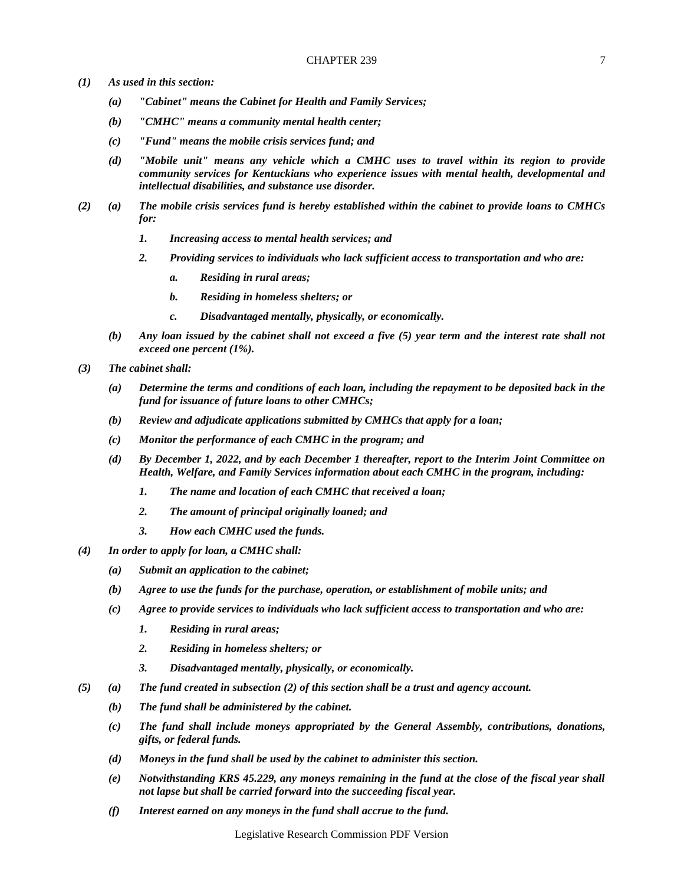*(1) As used in this section:*

*(a) "Cabinet" means the Cabinet for Health and Family Services;*

*(b) "CMHC" means a community mental health center;*

*(c) "Fund" means the mobile crisis services fund; and*

*(d) "Mobile unit" means any vehicle which a CMHC uses to travel within its region to provide community services for Kentuckians who experience issues with mental health, developmental and intellectual disabilities, and substance use disorder.*

*(2) (a) The mobile crisis services fund is hereby established within the cabinet to provide loans to CMHCs for:*

*1. Increasing access to mental health services; and*

*2. Providing services to individuals who lack sufficient access to transportation and who are:*

*a. Residing in rural areas;*

*b. Residing in homeless shelters; or*

*c. Disadvantaged mentally, physically, or economically.*

*(b) Any loan issued by the cabinet shall not exceed a five (5) year term and the interest rate shall not exceed one percent (1%).*

*(3) The cabinet shall:*

*(a) Determine the terms and conditions of each loan, including the repayment to be deposited back in the fund for issuance of future loans to other CMHCs;*

*(b) Review and adjudicate applications submitted by CMHCs that apply for a loan;*

*(c) Monitor the performance of each CMHC in the program; and*

*(d) By December 1, 2022, and by each December 1 thereafter, report to the Interim Joint Committee on Health, Welfare, and Family Services information about each CMHC in the program, including:*

*1. The name and location of each CMHC that received a loan;*

*2. The amount of principal originally loaned; and*

*3. How each CMHC used the funds.*

*(4) In order to apply for loan, a CMHC shall:*

*(a) Submit an application to the cabinet;*

*(b) Agree to use the funds for the purchase, operation, or establishment of mobile units; and*

*(c) Agree to provide services to individuals who lack sufficient access to transportation and who are:*

*1. Residing in rural areas;*

*2. Residing in homeless shelters; or*

*3. Disadvantaged mentally, physically, or economically.*

*(5) (a) The fund created in subsection (2) of this section shall be a trust and agency account.*

*(b) The fund shall be administered by the cabinet.*

*(c) The fund shall include moneys appropriated by the General Assembly, contributions, donations, gifts, or federal funds.*

*(d) Moneys in the fund shall be used by the cabinet to administer this section.*

*(e) Notwithstanding KRS 45.229, any moneys remaining in the fund at the close of the fiscal year shall not lapse but shall be carried forward into the succeeding fiscal year.*

*(f) Interest earned on any moneys in the fund shall accrue to the fund.*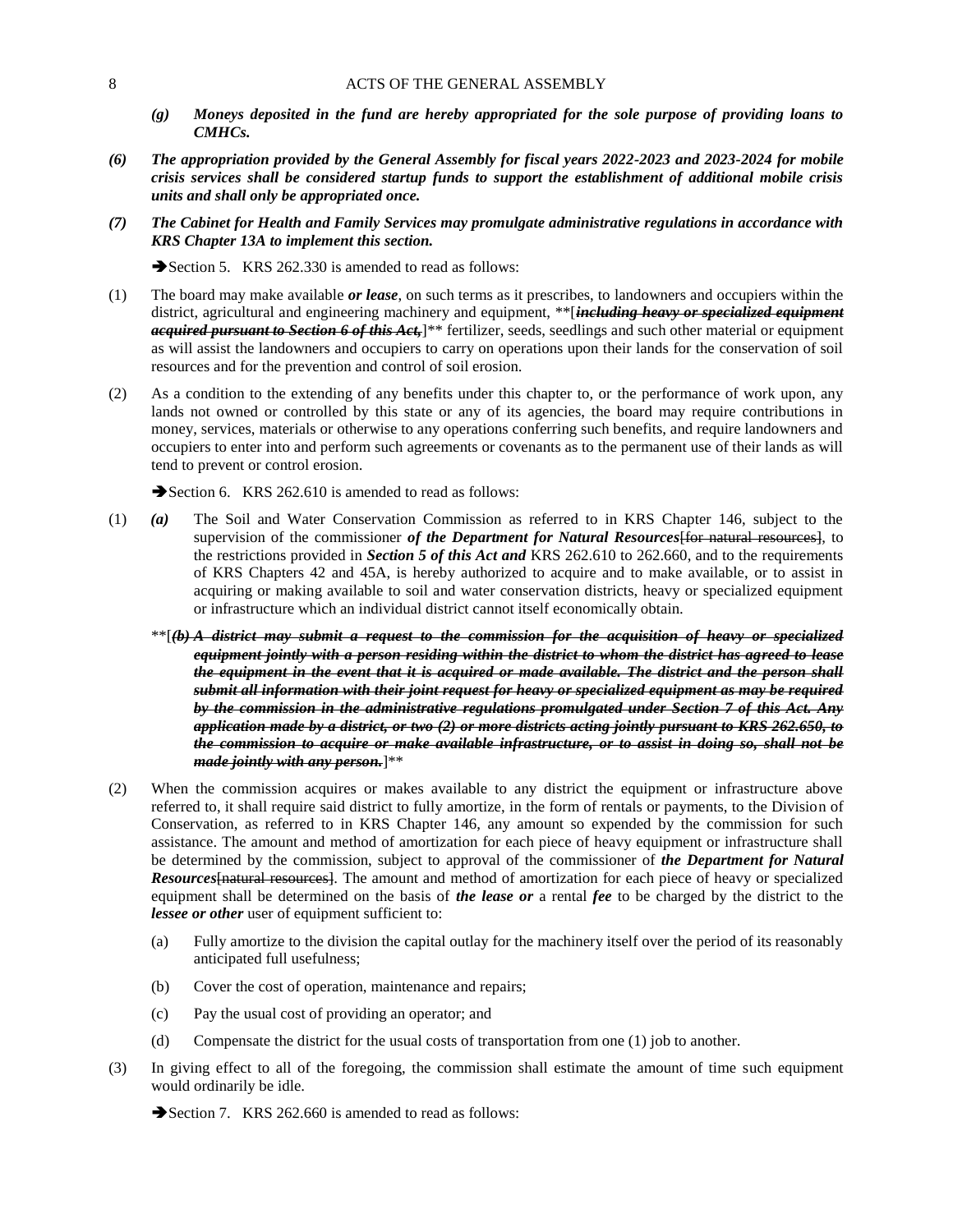*(g)* ***Moneys deposited in the fund are hereby appropriated for the sole purpose of providing loans to CMHCs.***

***(6)*** ***The appropriation provided by the General Assembly for fiscal years 2022-2023 and 2023-2024 for mobile crisis services shall be considered startup funds to support the establishment of additional mobile crisis units and shall only be appropriated once.***

***(7)*** ***The Cabinet for Health and Family Services may promulgate administrative regulations in accordance with KRS Chapter 13A to implement this section.***

➔Section 5. KRS 262.330 is amended to read as follows:

(1) The board may make available ***or lease***, on such terms as it prescribes, to landowners and occupiers within the district, agricultural and engineering machinery and equipment, **[~~***including heavy or specialized equipment acquired pursuant to Section 6 of this Act,***~~]** fertilizer, seeds, seedlings and such other material or equipment as will assist the landowners and occupiers to carry on operations upon their lands for the conservation of soil resources and for the prevention and control of soil erosion.

(2) As a condition to the extending of any benefits under this chapter to, or the performance of work upon, any lands not owned or controlled by this state or any of its agencies, the board may require contributions in money, services, materials or otherwise to any operations conferring such benefits, and require landowners and occupiers to enter into and perform such agreements or covenants as to the permanent use of their lands as will tend to prevent or control erosion.

➔Section 6. KRS 262.610 is amended to read as follows:

(1) ***(a)*** The Soil and Water Conservation Commission as referred to in KRS Chapter 146, subject to the supervision of the commissioner ***of the Department for Natural Resources***[~~for natural resources~~], to the restrictions provided in ***Section 5 of this Act and*** KRS 262.610 to 262.660, and to the requirements of KRS Chapters 42 and 45A, is hereby authorized to acquire and to make available, or to assist in acquiring or making available to soil and water conservation districts, heavy or specialized equipment or infrastructure which an individual district cannot itself economically obtain.

**[~~***(b) A district may submit a request to the commission for the acquisition of heavy or specialized equipment jointly with a person residing within the district to whom the district has agreed to lease the equipment in the event that it is acquired or made available. The district and the person shall submit all information with their joint request for heavy or specialized equipment as may be required by the commission in the administrative regulations promulgated under Section 7 of this Act. Any application made by a district, or two (2) or more districts acting jointly pursuant to KRS 262.650, to the commission to acquire or make available infrastructure, or to assist in doing so, shall not be made jointly with any person.***~~]**

(2) When the commission acquires or makes available to any district the equipment or infrastructure above referred to, it shall require said district to fully amortize, in the form of rentals or payments, to the Division of Conservation, as referred to in KRS Chapter 146, any amount so expended by the commission for such assistance. The amount and method of amortization for each piece of heavy equipment or infrastructure shall be determined by the commission, subject to approval of the commissioner of ***the Department for Natural Resources***[~~natural resources~~]. The amount and method of amortization for each piece of heavy or specialized equipment shall be determined on the basis of ***the lease or*** a rental ***fee*** to be charged by the district to the ***lessee or other*** user of equipment sufficient to:

(a) Fully amortize to the division the capital outlay for the machinery itself over the period of its reasonably anticipated full usefulness;

(b) Cover the cost of operation, maintenance and repairs;

(c) Pay the usual cost of providing an operator; and

(d) Compensate the district for the usual costs of transportation from one (1) job to another.

(3) In giving effect to all of the foregoing, the commission shall estimate the amount of time such equipment would ordinarily be idle.

➔Section 7. KRS 262.660 is amended to read as follows: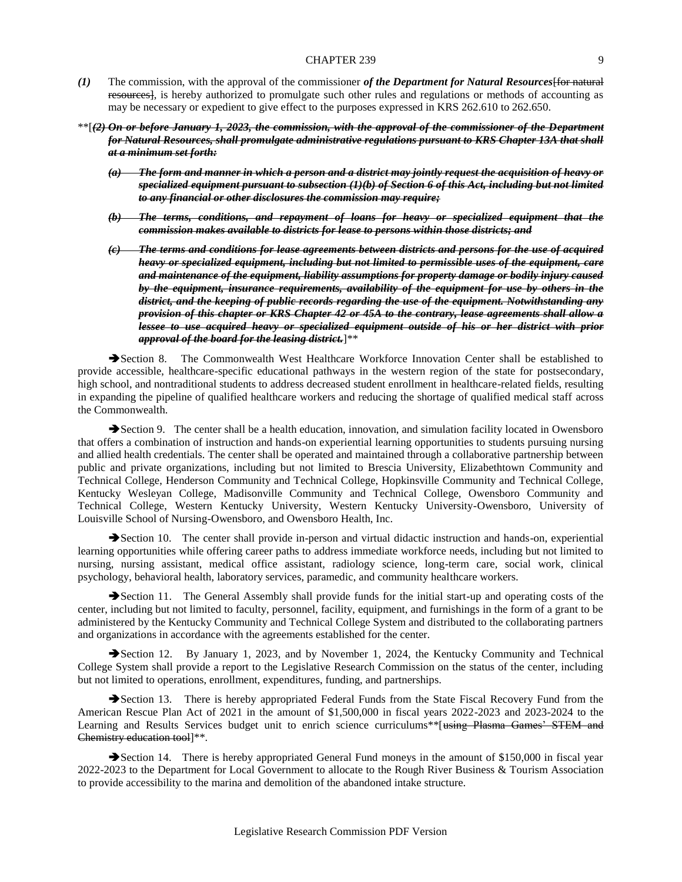*(1)* The commission, with the approval of the commissioner ***of the Department for Natural Resources***~~[for natural resources]~~, is hereby authorized to promulgate such other rules and regulations or methods of accounting as may be necessary or expedient to give effect to the purposes expressed in KRS 262.610 to 262.650.

**[~~***(2) On or before January 1, 2023, the commission, with the approval of the commissioner of the Department for Natural Resources, shall promulgate administrative regulations pursuant to KRS Chapter 13A that shall at a minimum set forth:***~~

~~***(a) The form and manner in which a person and a district may jointly request the acquisition of heavy or specialized equipment pursuant to subsection (1)(b) of Section 6 of this Act, including but not limited to any financial or other disclosures the commission may require;***~~

~~***(b) The terms, conditions, and repayment of loans for heavy or specialized equipment that the commission makes available to districts for lease to persons within those districts; and***~~

~~***(c) The terms and conditions for lease agreements between districts and persons for the use of acquired heavy or specialized equipment, including but not limited to permissible uses of the equipment, care and maintenance of the equipment, liability assumptions for property damage or bodily injury caused by the equipment, insurance requirements, availability of the equipment for use by others in the district, and the keeping of public records regarding the use of the equipment. Notwithstanding any provision of this chapter or KRS Chapter 42 or 45A to the contrary, lease agreements shall allow a lessee to use acquired heavy or specialized equipment outside of his or her district with prior approval of the board for the leasing district.***~~]**

➔Section 8. The Commonwealth West Healthcare Workforce Innovation Center shall be established to provide accessible, healthcare-specific educational pathways in the western region of the state for postsecondary, high school, and nontraditional students to address decreased student enrollment in healthcare-related fields, resulting in expanding the pipeline of qualified healthcare workers and reducing the shortage of qualified medical staff across the Commonwealth.

➔Section 9. The center shall be a health education, innovation, and simulation facility located in Owensboro that offers a combination of instruction and hands-on experiential learning opportunities to students pursuing nursing and allied health credentials. The center shall be operated and maintained through a collaborative partnership between public and private organizations, including but not limited to Brescia University, Elizabethtown Community and Technical College, Henderson Community and Technical College, Hopkinsville Community and Technical College, Kentucky Wesleyan College, Madisonville Community and Technical College, Owensboro Community and Technical College, Western Kentucky University, Western Kentucky University-Owensboro, University of Louisville School of Nursing-Owensboro, and Owensboro Health, Inc.

➔Section 10. The center shall provide in-person and virtual didactic instruction and hands-on, experiential learning opportunities while offering career paths to address immediate workforce needs, including but not limited to nursing, nursing assistant, medical office assistant, radiology science, long-term care, social work, clinical psychology, behavioral health, laboratory services, paramedic, and community healthcare workers.

➔Section 11. The General Assembly shall provide funds for the initial start-up and operating costs of the center, including but not limited to faculty, personnel, facility, equipment, and furnishings in the form of a grant to be administered by the Kentucky Community and Technical College System and distributed to the collaborating partners and organizations in accordance with the agreements established for the center.

➔Section 12. By January 1, 2023, and by November 1, 2024, the Kentucky Community and Technical College System shall provide a report to the Legislative Research Commission on the status of the center, including but not limited to operations, enrollment, expenditures, funding, and partnerships.

➔Section 13. There is hereby appropriated Federal Funds from the State Fiscal Recovery Fund from the American Rescue Plan Act of 2021 in the amount of $1,500,000 in fiscal years 2022-2023 and 2023-2024 to the Learning and Results Services budget unit to enrich science curriculums**[~~using Plasma Games' STEM and Chemistry education tool~~]**.

➔Section 14. There is hereby appropriated General Fund moneys in the amount of $150,000 in fiscal year 2022-2023 to the Department for Local Government to allocate to the Rough River Business & Tourism Association to provide accessibility to the marina and demolition of the abandoned intake structure.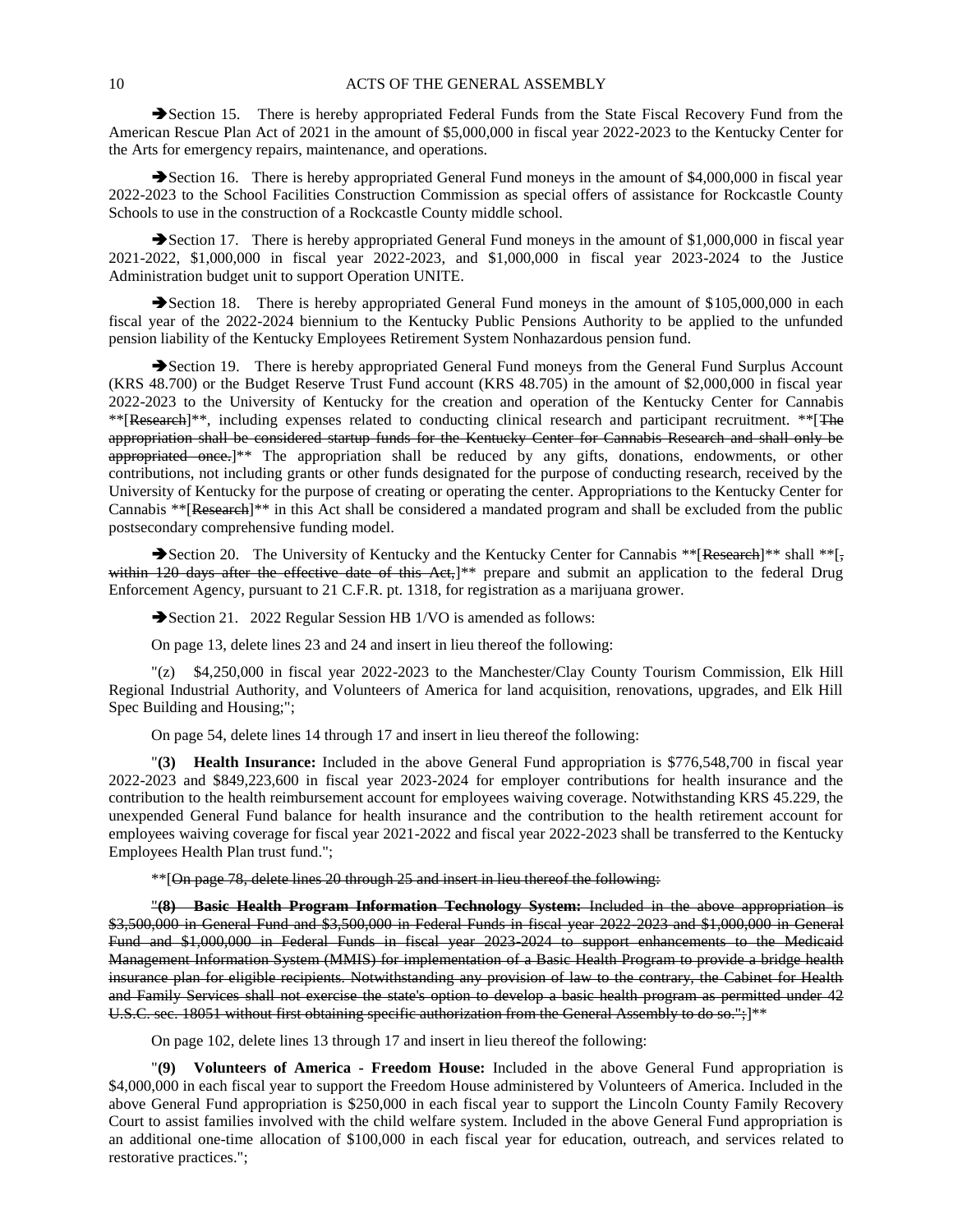➔Section 15. There is hereby appropriated Federal Funds from the State Fiscal Recovery Fund from the American Rescue Plan Act of 2021 in the amount of $5,000,000 in fiscal year 2022-2023 to the Kentucky Center for the Arts for emergency repairs, maintenance, and operations.

➔Section 16. There is hereby appropriated General Fund moneys in the amount of $4,000,000 in fiscal year 2022-2023 to the School Facilities Construction Commission as special offers of assistance for Rockcastle County Schools to use in the construction of a Rockcastle County middle school.

➔Section 17. There is hereby appropriated General Fund moneys in the amount of $1,000,000 in fiscal year 2021-2022, $1,000,000 in fiscal year 2022-2023, and $1,000,000 in fiscal year 2023-2024 to the Justice Administration budget unit to support Operation UNITE.

➔Section 18. There is hereby appropriated General Fund moneys in the amount of $105,000,000 in each fiscal year of the 2022-2024 biennium to the Kentucky Public Pensions Authority to be applied to the unfunded pension liability of the Kentucky Employees Retirement System Nonhazardous pension fund.

➔Section 19. There is hereby appropriated General Fund moneys from the General Fund Surplus Account (KRS 48.700) or the Budget Reserve Trust Fund account (KRS 48.705) in the amount of $2,000,000 in fiscal year 2022-2023 to the University of Kentucky for the creation and operation of the Kentucky Center for Cannabis **[~~Research~~]**, including expenses related to conducting clinical research and participant recruitment. **[~~The appropriation shall be considered startup funds for the Kentucky Center for Cannabis Research and shall only be appropriated once.~~]** The appropriation shall be reduced by any gifts, donations, endowments, or other contributions, not including grants or other funds designated for the purpose of conducting research, received by the University of Kentucky for the purpose of creating or operating the center. Appropriations to the Kentucky Center for Cannabis **[~~Research~~]** in this Act shall be considered a mandated program and shall be excluded from the public postsecondary comprehensive funding model.

➔Section 20. The University of Kentucky and the Kentucky Center for Cannabis **[~~Research~~]** shall **[~~, within 120 days after the effective date of this Act,~~]** prepare and submit an application to the federal Drug Enforcement Agency, pursuant to 21 C.F.R. pt. 1318, for registration as a marijuana grower.

➔Section 21. 2022 Regular Session HB 1/VO is amended as follows:

On page 13, delete lines 23 and 24 and insert in lieu thereof the following:

"(z) $4,250,000 in fiscal year 2022-2023 to the Manchester/Clay County Tourism Commission, Elk Hill Regional Industrial Authority, and Volunteers of America for land acquisition, renovations, upgrades, and Elk Hill Spec Building and Housing;";

On page 54, delete lines 14 through 17 and insert in lieu thereof the following:

"**(3) Health Insurance:** Included in the above General Fund appropriation is $776,548,700 in fiscal year 2022-2023 and $849,223,600 in fiscal year 2023-2024 for employer contributions for health insurance and the contribution to the health reimbursement account for employees waiving coverage. Notwithstanding KRS 45.229, the unexpended General Fund balance for health insurance and the contribution to the health retirement account for employees waiving coverage for fiscal year 2021-2022 and fiscal year 2022-2023 shall be transferred to the Kentucky Employees Health Plan trust fund.";

**[~~On page 78, delete lines 20 through 25 and insert in lieu thereof the following:~~

~~"**(8) Basic Health Program Information Technology System:** Included in the above appropriation is $3,500,000 in General Fund and $3,500,000 in Federal Funds in fiscal year 2022-2023 and $1,000,000 in General Fund and $1,000,000 in Federal Funds in fiscal year 2023-2024 to support enhancements to the Medicaid Management Information System (MMIS) for implementation of a Basic Health Program to provide a bridge health insurance plan for eligible recipients. Notwithstanding any provision of law to the contrary, the Cabinet for Health and Family Services shall not exercise the state's option to develop a basic health program as permitted under 42 U.S.C. sec. 18051 without first obtaining specific authorization from the General Assembly to do so.";~~]**

On page 102, delete lines 13 through 17 and insert in lieu thereof the following:

"**(9) Volunteers of America - Freedom House:** Included in the above General Fund appropriation is $4,000,000 in each fiscal year to support the Freedom House administered by Volunteers of America. Included in the above General Fund appropriation is $250,000 in each fiscal year to support the Lincoln County Family Recovery Court to assist families involved with the child welfare system. Included in the above General Fund appropriation is an additional one-time allocation of $100,000 in each fiscal year for education, outreach, and services related to restorative practices.";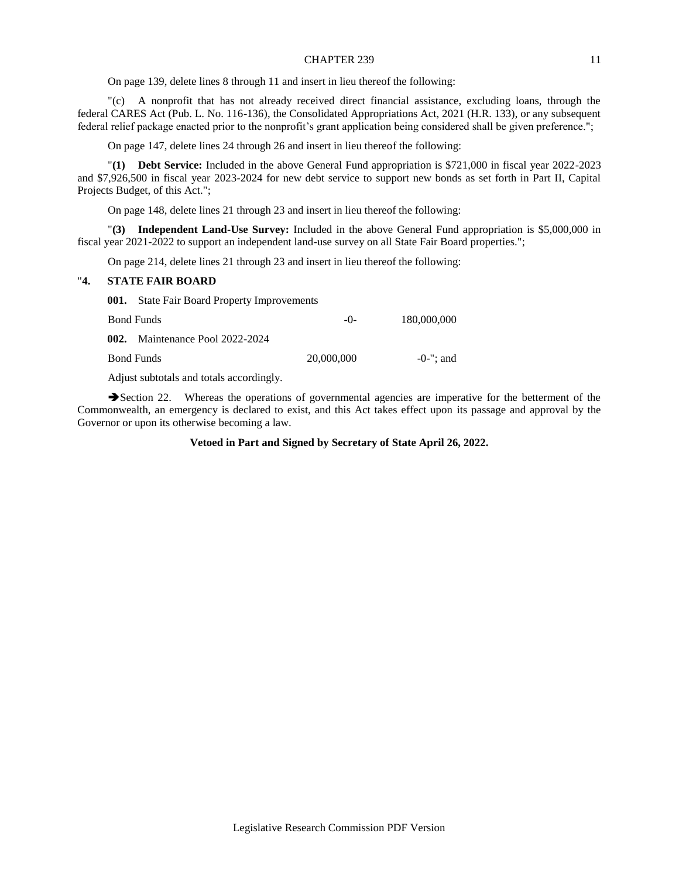On page 139, delete lines 8 through 11 and insert in lieu thereof the following:

"(c) A nonprofit that has not already received direct financial assistance, excluding loans, through the federal CARES Act (Pub. L. No. 116-136), the Consolidated Appropriations Act, 2021 (H.R. 133), or any subsequent federal relief package enacted prior to the nonprofit's grant application being considered shall be given preference.";

On page 147, delete lines 24 through 26 and insert in lieu thereof the following:

"**(1) Debt Service:** Included in the above General Fund appropriation is $721,000 in fiscal year 2022-2023 and $7,926,500 in fiscal year 2023-2024 for new debt service to support new bonds as set forth in Part II, Capital Projects Budget, of this Act.";

On page 148, delete lines 21 through 23 and insert in lieu thereof the following:

"**(3) Independent Land-Use Survey:** Included in the above General Fund appropriation is $5,000,000 in fiscal year 2021-2022 to support an independent land-use survey on all State Fair Board properties.";

On page 214, delete lines 21 through 23 and insert in lieu thereof the following:

"**4. STATE FAIR BOARD**

| | | |
|---|---|---|
| **001.** State Fair Board Property Improvements | | |
| Bond Funds | -0- | 180,000,000 |
| **002.** Maintenance Pool 2022-2024 | | |
| Bond Funds | 20,000,000 | -0-"; and |

Adjust subtotals and totals accordingly.

➔Section 22. Whereas the operations of governmental agencies are imperative for the betterment of the Commonwealth, an emergency is declared to exist, and this Act takes effect upon its passage and approval by the Governor or upon its otherwise becoming a law.

**Vetoed in Part and Signed by Secretary of State April 26, 2022.**